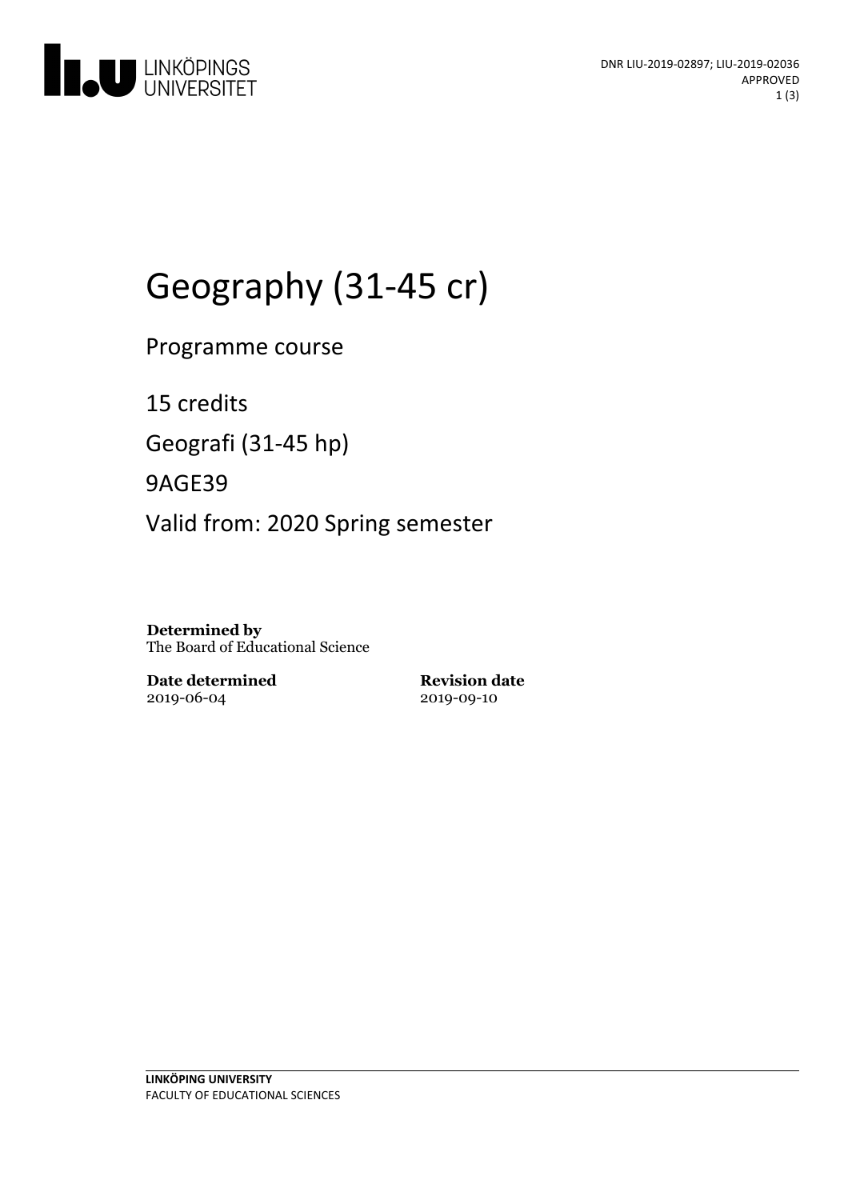DNR LIU-2019-02897; LIU-2019-02036
APPROVED

# Geography (31-45 cr)

Programme course

15 credits

Geografi (31-45 hp)

9AGE39

Valid from: 2020 Spring semester

**Determined by**
The Board of Educational Science

**Date determined**
2019-06-04

**Revision date**
2019-09-10

**LINKÖPING UNIVERSITY**
FACULTY OF EDUCATIONAL SCIENCES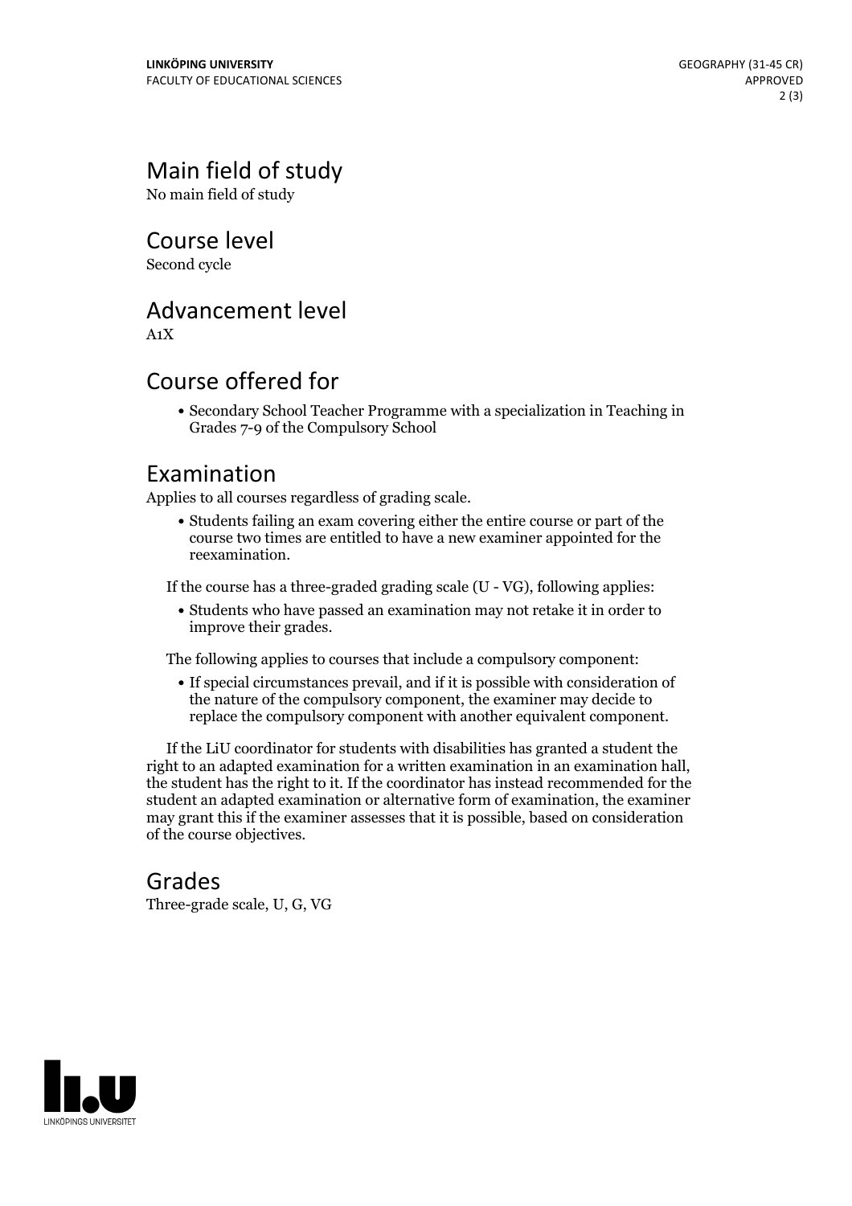## Main field of study

No main field of study

## Course level

Second cycle

## Advancement level

A1X

## Course offered for

- Secondary School Teacher Programme with a specialization in Teaching in Grades 7-9 of the Compulsory School

## Examination

Applies to all courses regardless of grading scale.

- Students failing an exam covering either the entire course or part of the course two times are entitled to have a new examiner appointed for the reexamination.

If the course has a three-graded grading scale (U - VG), following applies:

- Students who have passed an examination may not retake it in order to improve their grades.

The following applies to courses that include a compulsory component:

- If special circumstances prevail, and if it is possible with consideration of the nature of the compulsory component, the examiner may decide to replace the compulsory component with another equivalent component.

If the LiU coordinator for students with disabilities has granted a student the right to an adapted examination for a written examination in an examination hall, the student has the right to it. If the coordinator has instead recommended for the student an adapted examination or alternative form of examination, the examiner may grant this if the examiner assesses that it is possible, based on consideration of the course objectives.

## Grades

Three-grade scale, U, G, VG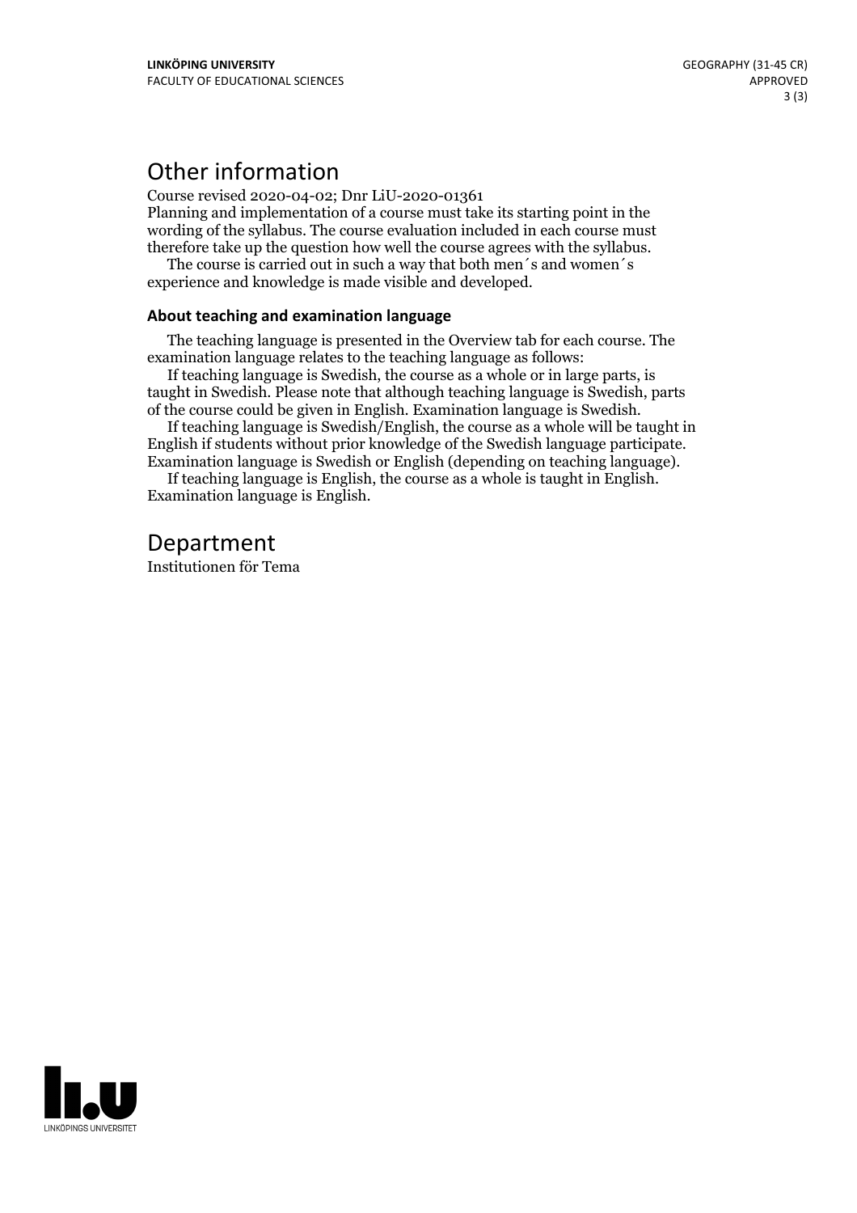# Other information

Course revised 2020-04-02; Dnr LiU-2020-01361

Planning and implementation of a course must take its starting point in the wording of the syllabus. The course evaluation included in each course must therefore take up the question how well the course agrees with the syllabus.

The course is carried out in such a way that both men´s and women´s experience and knowledge is made visible and developed.

### About teaching and examination language

The teaching language is presented in the Overview tab for each course. The examination language relates to the teaching language as follows:

If teaching language is Swedish, the course as a whole or in large parts, is taught in Swedish. Please note that although teaching language is Swedish, parts of the course could be given in English. Examination language is Swedish.

If teaching language is Swedish/English, the course as a whole will be taught in English if students without prior knowledge of the Swedish language participate. Examination language is Swedish or English (depending on teaching language).

If teaching language is English, the course as a whole is taught in English. Examination language is English.

# Department

Institutionen för Tema